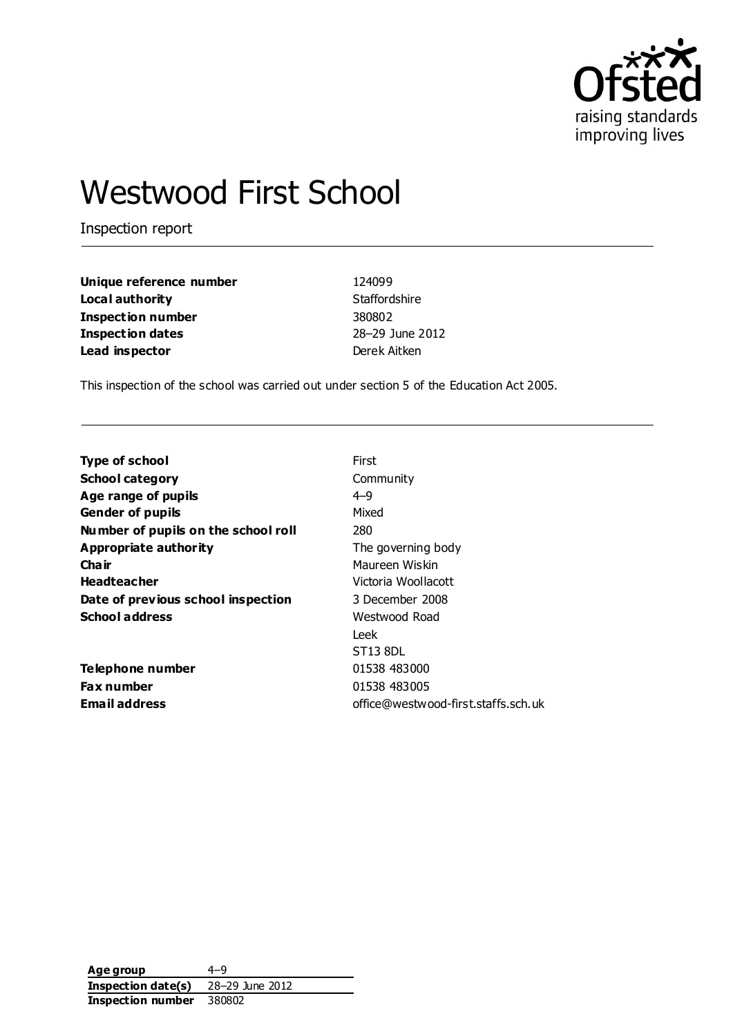# Westwood First School

Inspection report

| | |
|---|---|
| **Unique reference number** | 124099 |
| **Local authority** | Staffordshire |
| **Inspection number** | 380802 |
| **Inspection dates** | 28–29 June 2012 |
| **Lead inspector** | Derek Aitken |

This inspection of the school was carried out under section 5 of the Education Act 2005.

| | |
|---|---|
| **Type of school** | First |
| **School category** | Community |
| **Age range of pupils** | 4–9 |
| **Gender of pupils** | Mixed |
| **Number of pupils on the school roll** | 280 |
| **Appropriate authority** | The governing body |
| **Chair** | Maureen Wiskin |
| **Headteacher** | Victoria Woollacott |
| **Date of previous school inspection** | 3 December 2008 |
| **School address** | Westwood Road<br>Leek<br>ST13 8DL |
| **Telephone number** | 01538 483000 |
| **Fax number** | 01538 483005 |
| **Email address** | office@westwood-first.staffs.sch.uk |

| | |
|---|---|
| **Age group** | 4–9 |
| **Inspection date(s)** | 28–29 June 2012 |
| **Inspection number** | 380802 |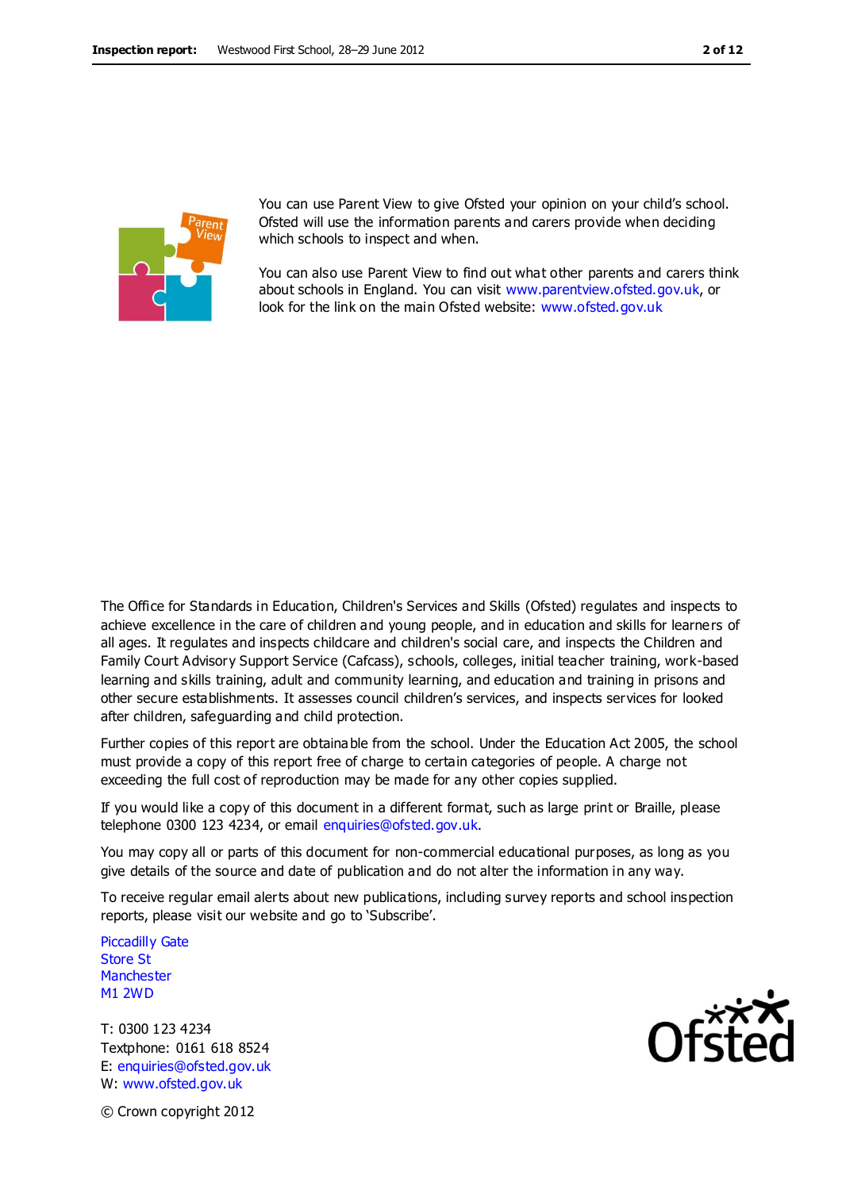You can use Parent View to give Ofsted your opinion on your child's school. Ofsted will use the information parents and carers provide when deciding which schools to inspect and when.

You can also use Parent View to find out what other parents and carers think about schools in England. You can visit www.parentview.ofsted.gov.uk, or look for the link on the main Ofsted website: www.ofsted.gov.uk

The Office for Standards in Education, Children's Services and Skills (Ofsted) regulates and inspects to achieve excellence in the care of children and young people, and in education and skills for learners of all ages. It regulates and inspects childcare and children's social care, and inspects the Children and Family Court Advisory Support Service (Cafcass), schools, colleges, initial teacher training, work-based learning and skills training, adult and community learning, and education and training in prisons and other secure establishments. It assesses council children's services, and inspects services for looked after children, safeguarding and child protection.

Further copies of this report are obtainable from the school. Under the Education Act 2005, the school must provide a copy of this report free of charge to certain categories of people. A charge not exceeding the full cost of reproduction may be made for any other copies supplied.

If you would like a copy of this document in a different format, such as large print or Braille, please telephone 0300 123 4234, or email enquiries@ofsted.gov.uk.

You may copy all or parts of this document for non-commercial educational purposes, as long as you give details of the source and date of publication and do not alter the information in any way.

To receive regular email alerts about new publications, including survey reports and school inspection reports, please visit our website and go to 'Subscribe'.

Piccadilly Gate
Store St
Manchester
M1 2WD

T: 0300 123 4234
Textphone: 0161 618 8524
E: enquiries@ofsted.gov.uk
W: www.ofsted.gov.uk

© Crown copyright 2012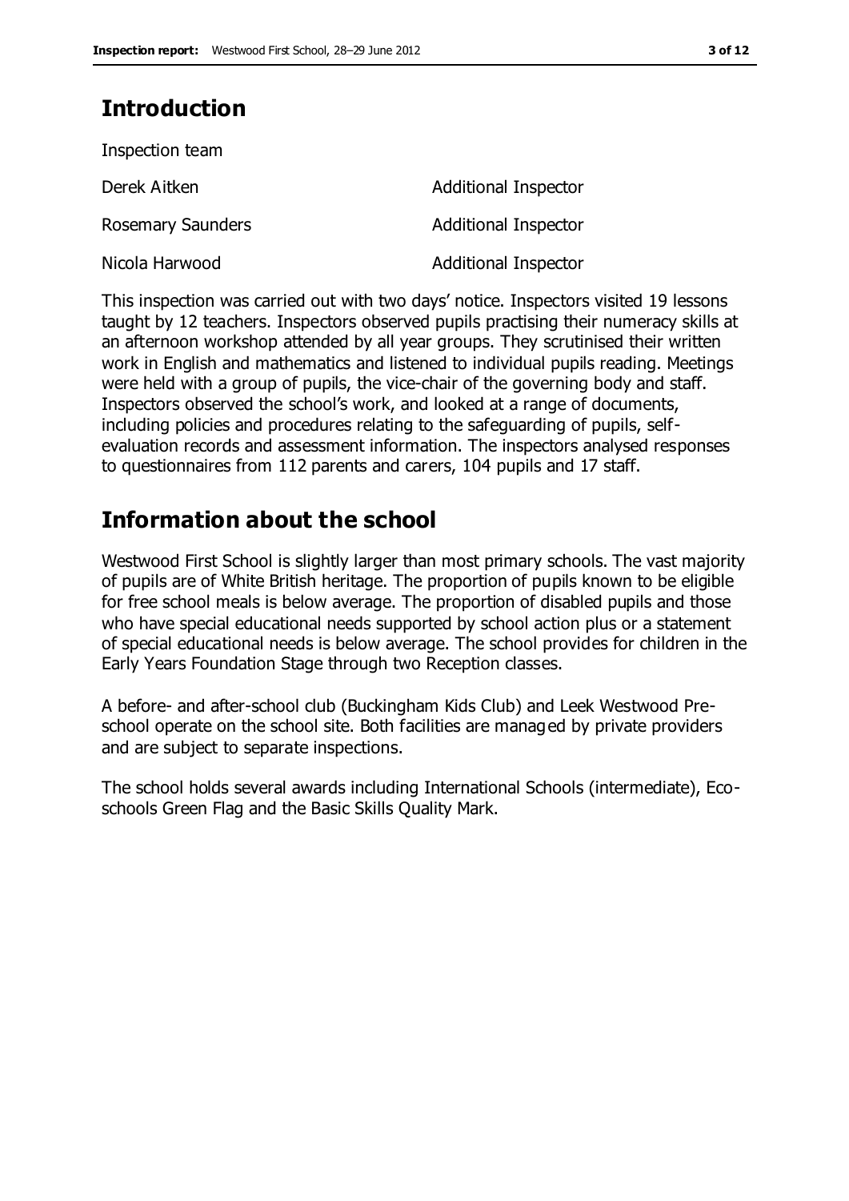## Introduction

Inspection team

| | |
|---|---|
| Derek Aitken | Additional Inspector |
| Rosemary Saunders | Additional Inspector |
| Nicola Harwood | Additional Inspector |

This inspection was carried out with two days' notice. Inspectors visited 19 lessons taught by 12 teachers. Inspectors observed pupils practising their numeracy skills at an afternoon workshop attended by all year groups. They scrutinised their written work in English and mathematics and listened to individual pupils reading. Meetings were held with a group of pupils, the vice-chair of the governing body and staff. Inspectors observed the school's work, and looked at a range of documents, including policies and procedures relating to the safeguarding of pupils, self-evaluation records and assessment information. The inspectors analysed responses to questionnaires from 112 parents and carers, 104 pupils and 17 staff.

## Information about the school

Westwood First School is slightly larger than most primary schools. The vast majority of pupils are of White British heritage. The proportion of pupils known to be eligible for free school meals is below average. The proportion of disabled pupils and those who have special educational needs supported by school action plus or a statement of special educational needs is below average. The school provides for children in the Early Years Foundation Stage through two Reception classes.

A before- and after-school club (Buckingham Kids Club) and Leek Westwood Pre-school operate on the school site. Both facilities are managed by private providers and are subject to separate inspections.

The school holds several awards including International Schools (intermediate), Eco-schools Green Flag and the Basic Skills Quality Mark.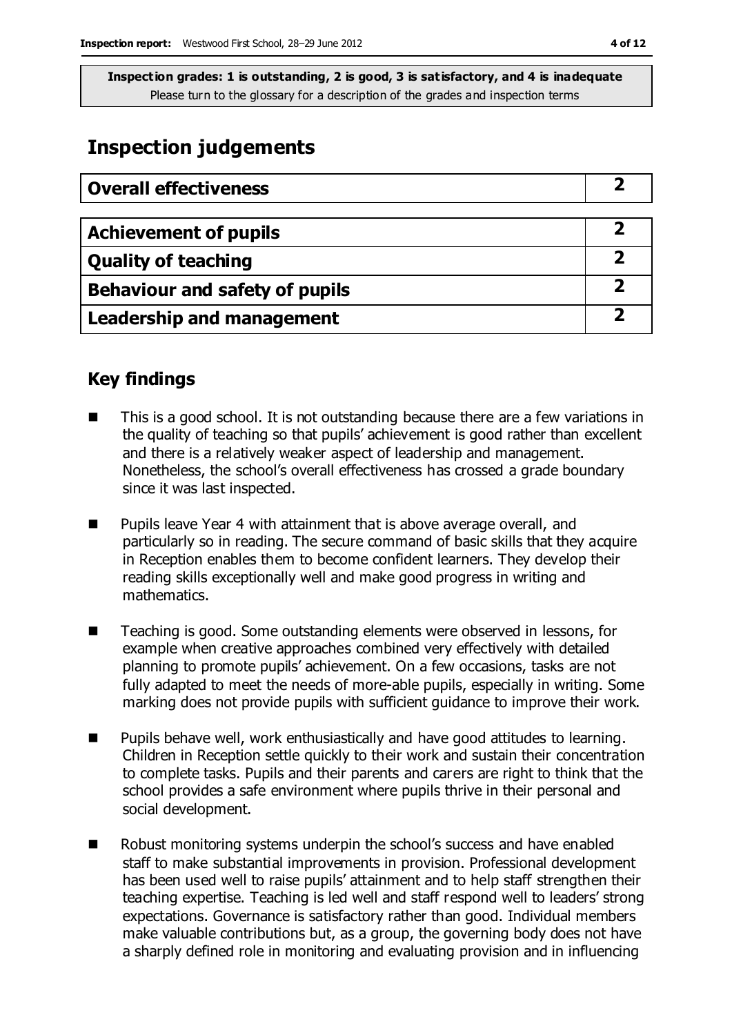**Inspection grades: 1 is outstanding, 2 is good, 3 is satisfactory, and 4 is inadequate**
Please turn to the glossary for a description of the grades and inspection terms

# Inspection judgements

| **Overall effectiveness** | **2** |
|---|---|

| **Achievement of pupils** | **2** |
|---|---|
| **Quality of teaching** | **2** |
| **Behaviour and safety of pupils** | **2** |
| **Leadership and management** | **2** |

## Key findings

- This is a good school. It is not outstanding because there are a few variations in the quality of teaching so that pupils' achievement is good rather than excellent and there is a relatively weaker aspect of leadership and management. Nonetheless, the school's overall effectiveness has crossed a grade boundary since it was last inspected.

- Pupils leave Year 4 with attainment that is above average overall, and particularly so in reading. The secure command of basic skills that they acquire in Reception enables them to become confident learners. They develop their reading skills exceptionally well and make good progress in writing and mathematics.

- Teaching is good. Some outstanding elements were observed in lessons, for example when creative approaches combined very effectively with detailed planning to promote pupils' achievement. On a few occasions, tasks are not fully adapted to meet the needs of more-able pupils, especially in writing. Some marking does not provide pupils with sufficient guidance to improve their work.

- Pupils behave well, work enthusiastically and have good attitudes to learning. Children in Reception settle quickly to their work and sustain their concentration to complete tasks. Pupils and their parents and carers are right to think that the school provides a safe environment where pupils thrive in their personal and social development.

- Robust monitoring systems underpin the school's success and have enabled staff to make substantial improvements in provision. Professional development has been used well to raise pupils' attainment and to help staff strengthen their teaching expertise. Teaching is led well and staff respond well to leaders' strong expectations. Governance is satisfactory rather than good. Individual members make valuable contributions but, as a group, the governing body does not have a sharply defined role in monitoring and evaluating provision and in influencing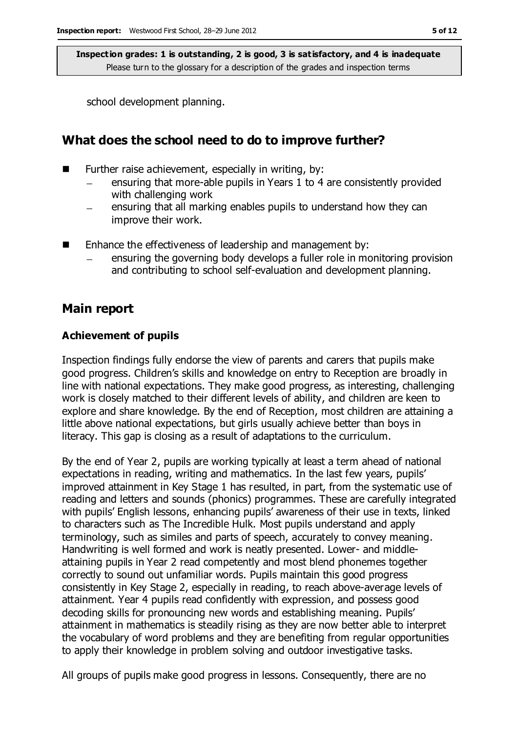school development planning.

## What does the school need to do to improve further?

- Further raise achievement, especially in writing, by:
  - ensuring that more-able pupils in Years 1 to 4 are consistently provided with challenging work
  - ensuring that all marking enables pupils to understand how they can improve their work.
- Enhance the effectiveness of leadership and management by:
  - ensuring the governing body develops a fuller role in monitoring provision and contributing to school self-evaluation and development planning.

## Main report

### Achievement of pupils

Inspection findings fully endorse the view of parents and carers that pupils make good progress. Children's skills and knowledge on entry to Reception are broadly in line with national expectations. They make good progress, as interesting, challenging work is closely matched to their different levels of ability, and children are keen to explore and share knowledge. By the end of Reception, most children are attaining a little above national expectations, but girls usually achieve better than boys in literacy. This gap is closing as a result of adaptations to the curriculum.

By the end of Year 2, pupils are working typically at least a term ahead of national expectations in reading, writing and mathematics. In the last few years, pupils' improved attainment in Key Stage 1 has resulted, in part, from the systematic use of reading and letters and sounds (phonics) programmes. These are carefully integrated with pupils' English lessons, enhancing pupils' awareness of their use in texts, linked to characters such as The Incredible Hulk. Most pupils understand and apply terminology, such as similes and parts of speech, accurately to convey meaning. Handwriting is well formed and work is neatly presented. Lower- and middle-attaining pupils in Year 2 read competently and most blend phonemes together correctly to sound out unfamiliar words. Pupils maintain this good progress consistently in Key Stage 2, especially in reading, to reach above-average levels of attainment. Year 4 pupils read confidently with expression, and possess good decoding skills for pronouncing new words and establishing meaning. Pupils' attainment in mathematics is steadily rising as they are now better able to interpret the vocabulary of word problems and they are benefiting from regular opportunities to apply their knowledge in problem solving and outdoor investigative tasks.

All groups of pupils make good progress in lessons. Consequently, there are no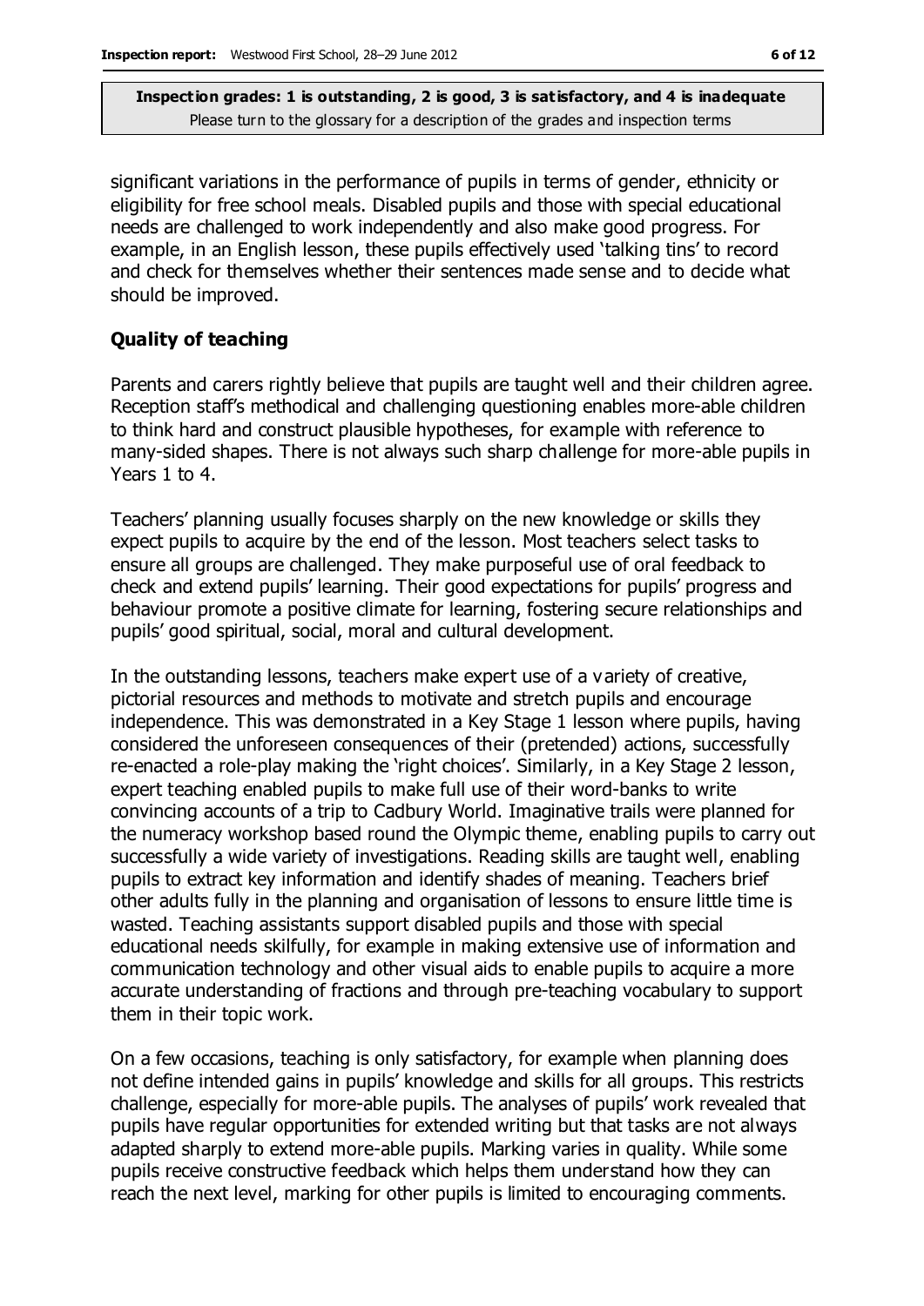significant variations in the performance of pupils in terms of gender, ethnicity or eligibility for free school meals. Disabled pupils and those with special educational needs are challenged to work independently and also make good progress. For example, in an English lesson, these pupils effectively used 'talking tins' to record and check for themselves whether their sentences made sense and to decide what should be improved.

### Quality of teaching

Parents and carers rightly believe that pupils are taught well and their children agree. Reception staff's methodical and challenging questioning enables more-able children to think hard and construct plausible hypotheses, for example with reference to many-sided shapes. There is not always such sharp challenge for more-able pupils in Years 1 to 4.

Teachers' planning usually focuses sharply on the new knowledge or skills they expect pupils to acquire by the end of the lesson. Most teachers select tasks to ensure all groups are challenged. They make purposeful use of oral feedback to check and extend pupils' learning. Their good expectations for pupils' progress and behaviour promote a positive climate for learning, fostering secure relationships and pupils' good spiritual, social, moral and cultural development.

In the outstanding lessons, teachers make expert use of a variety of creative, pictorial resources and methods to motivate and stretch pupils and encourage independence. This was demonstrated in a Key Stage 1 lesson where pupils, having considered the unforeseen consequences of their (pretended) actions, successfully re-enacted a role-play making the 'right choices'. Similarly, in a Key Stage 2 lesson, expert teaching enabled pupils to make full use of their word-banks to write convincing accounts of a trip to Cadbury World. Imaginative trails were planned for the numeracy workshop based round the Olympic theme, enabling pupils to carry out successfully a wide variety of investigations. Reading skills are taught well, enabling pupils to extract key information and identify shades of meaning. Teachers brief other adults fully in the planning and organisation of lessons to ensure little time is wasted. Teaching assistants support disabled pupils and those with special educational needs skilfully, for example in making extensive use of information and communication technology and other visual aids to enable pupils to acquire a more accurate understanding of fractions and through pre-teaching vocabulary to support them in their topic work.

On a few occasions, teaching is only satisfactory, for example when planning does not define intended gains in pupils' knowledge and skills for all groups. This restricts challenge, especially for more-able pupils. The analyses of pupils' work revealed that pupils have regular opportunities for extended writing but that tasks are not always adapted sharply to extend more-able pupils. Marking varies in quality. While some pupils receive constructive feedback which helps them understand how they can reach the next level, marking for other pupils is limited to encouraging comments.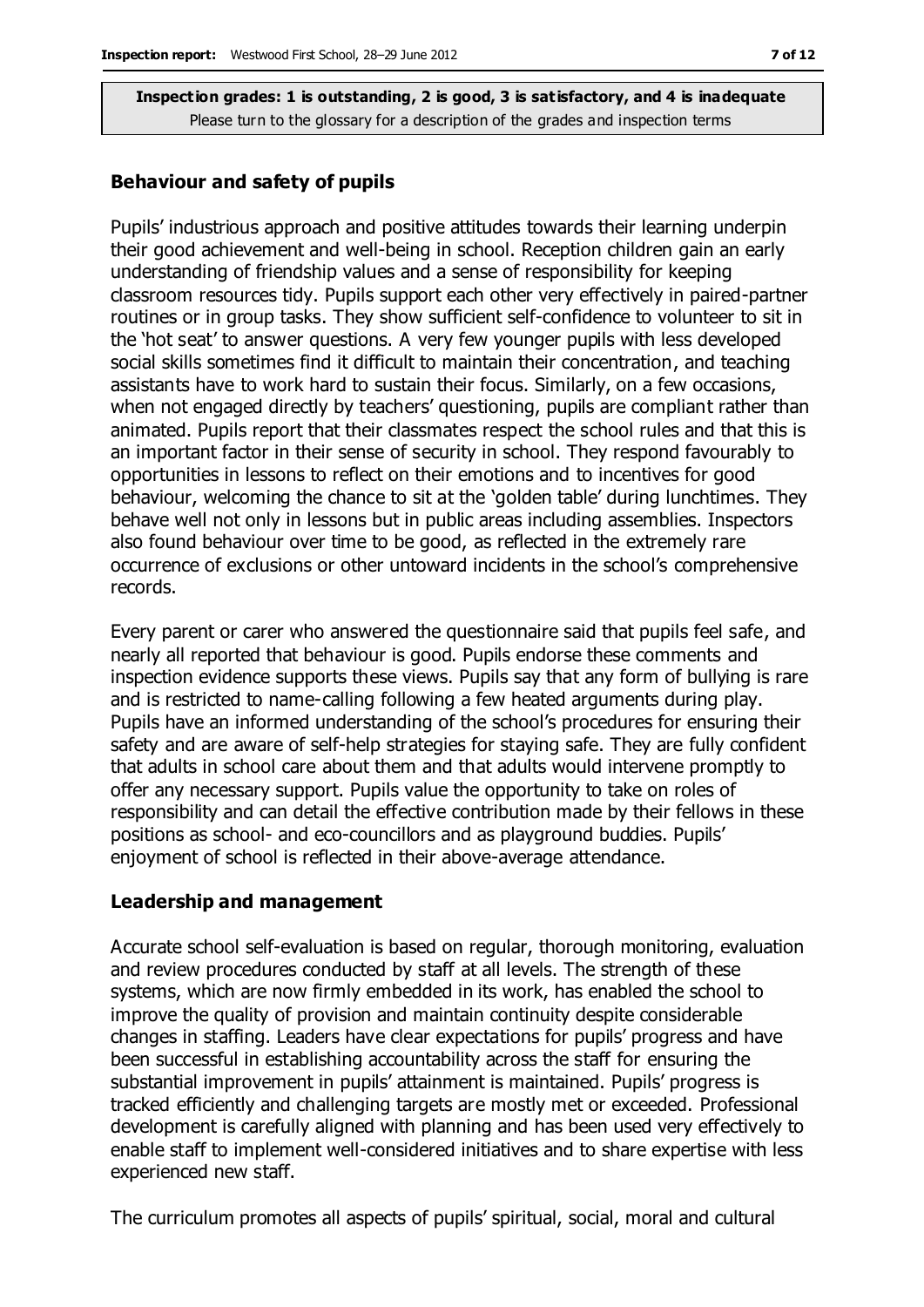**Inspection grades: 1 is outstanding, 2 is good, 3 is satisfactory, and 4 is inadequate**
Please turn to the glossary for a description of the grades and inspection terms

### Behaviour and safety of pupils

Pupils' industrious approach and positive attitudes towards their learning underpin their good achievement and well-being in school. Reception children gain an early understanding of friendship values and a sense of responsibility for keeping classroom resources tidy. Pupils support each other very effectively in paired-partner routines or in group tasks. They show sufficient self-confidence to volunteer to sit in the 'hot seat' to answer questions. A very few younger pupils with less developed social skills sometimes find it difficult to maintain their concentration, and teaching assistants have to work hard to sustain their focus. Similarly, on a few occasions, when not engaged directly by teachers' questioning, pupils are compliant rather than animated. Pupils report that their classmates respect the school rules and that this is an important factor in their sense of security in school. They respond favourably to opportunities in lessons to reflect on their emotions and to incentives for good behaviour, welcoming the chance to sit at the 'golden table' during lunchtimes. They behave well not only in lessons but in public areas including assemblies. Inspectors also found behaviour over time to be good, as reflected in the extremely rare occurrence of exclusions or other untoward incidents in the school's comprehensive records.

Every parent or carer who answered the questionnaire said that pupils feel safe, and nearly all reported that behaviour is good. Pupils endorse these comments and inspection evidence supports these views. Pupils say that any form of bullying is rare and is restricted to name-calling following a few heated arguments during play. Pupils have an informed understanding of the school's procedures for ensuring their safety and are aware of self-help strategies for staying safe. They are fully confident that adults in school care about them and that adults would intervene promptly to offer any necessary support. Pupils value the opportunity to take on roles of responsibility and can detail the effective contribution made by their fellows in these positions as school- and eco-councillors and as playground buddies. Pupils' enjoyment of school is reflected in their above-average attendance.

### Leadership and management

Accurate school self-evaluation is based on regular, thorough monitoring, evaluation and review procedures conducted by staff at all levels. The strength of these systems, which are now firmly embedded in its work, has enabled the school to improve the quality of provision and maintain continuity despite considerable changes in staffing. Leaders have clear expectations for pupils' progress and have been successful in establishing accountability across the staff for ensuring the substantial improvement in pupils' attainment is maintained. Pupils' progress is tracked efficiently and challenging targets are mostly met or exceeded. Professional development is carefully aligned with planning and has been used very effectively to enable staff to implement well-considered initiatives and to share expertise with less experienced new staff.

The curriculum promotes all aspects of pupils' spiritual, social, moral and cultural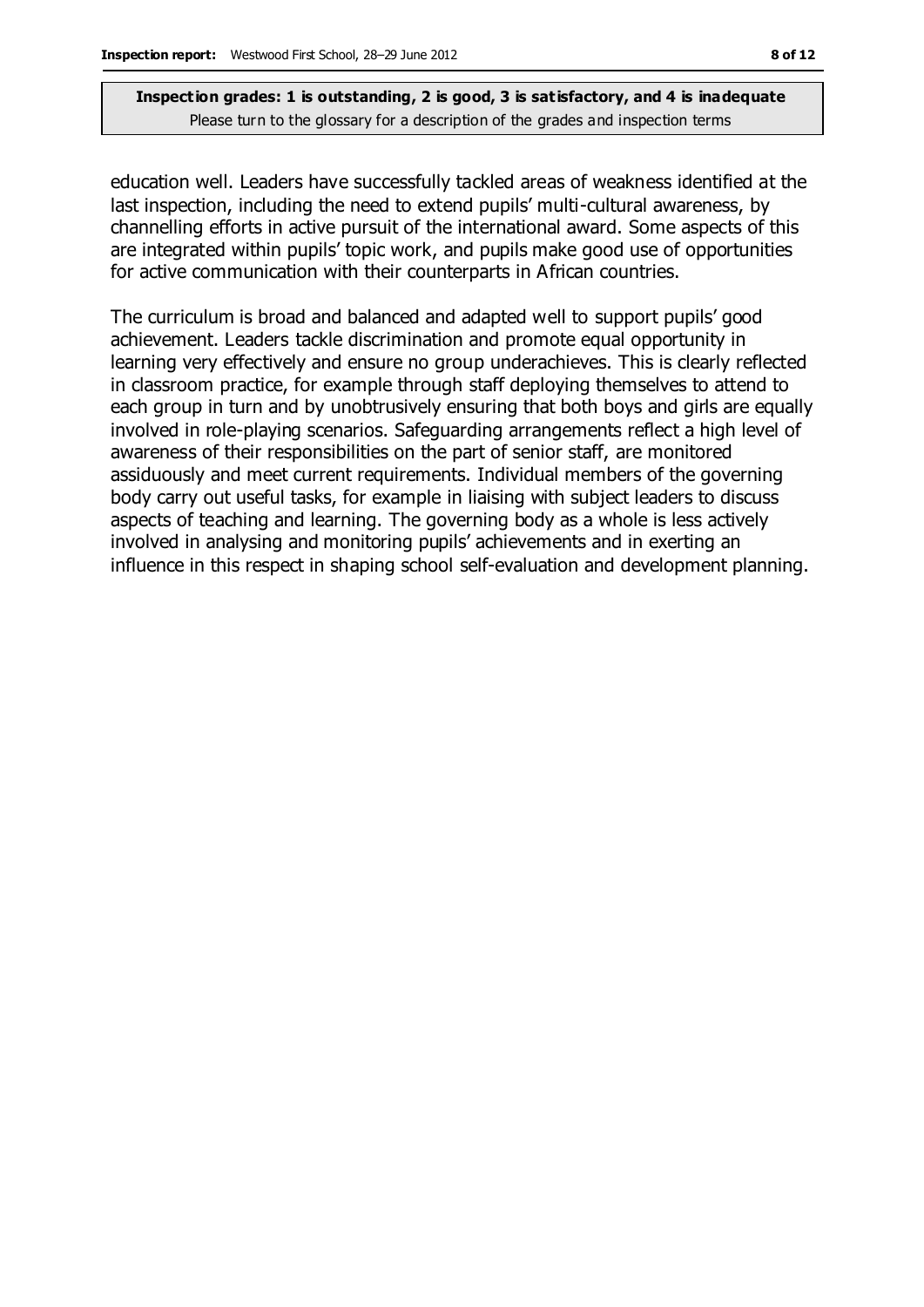education well. Leaders have successfully tackled areas of weakness identified at the last inspection, including the need to extend pupils' multi-cultural awareness, by channelling efforts in active pursuit of the international award. Some aspects of this are integrated within pupils' topic work, and pupils make good use of opportunities for active communication with their counterparts in African countries.

The curriculum is broad and balanced and adapted well to support pupils' good achievement. Leaders tackle discrimination and promote equal opportunity in learning very effectively and ensure no group underachieves. This is clearly reflected in classroom practice, for example through staff deploying themselves to attend to each group in turn and by unobtrusively ensuring that both boys and girls are equally involved in role-playing scenarios. Safeguarding arrangements reflect a high level of awareness of their responsibilities on the part of senior staff, are monitored assiduously and meet current requirements. Individual members of the governing body carry out useful tasks, for example in liaising with subject leaders to discuss aspects of teaching and learning. The governing body as a whole is less actively involved in analysing and monitoring pupils' achievements and in exerting an influence in this respect in shaping school self-evaluation and development planning.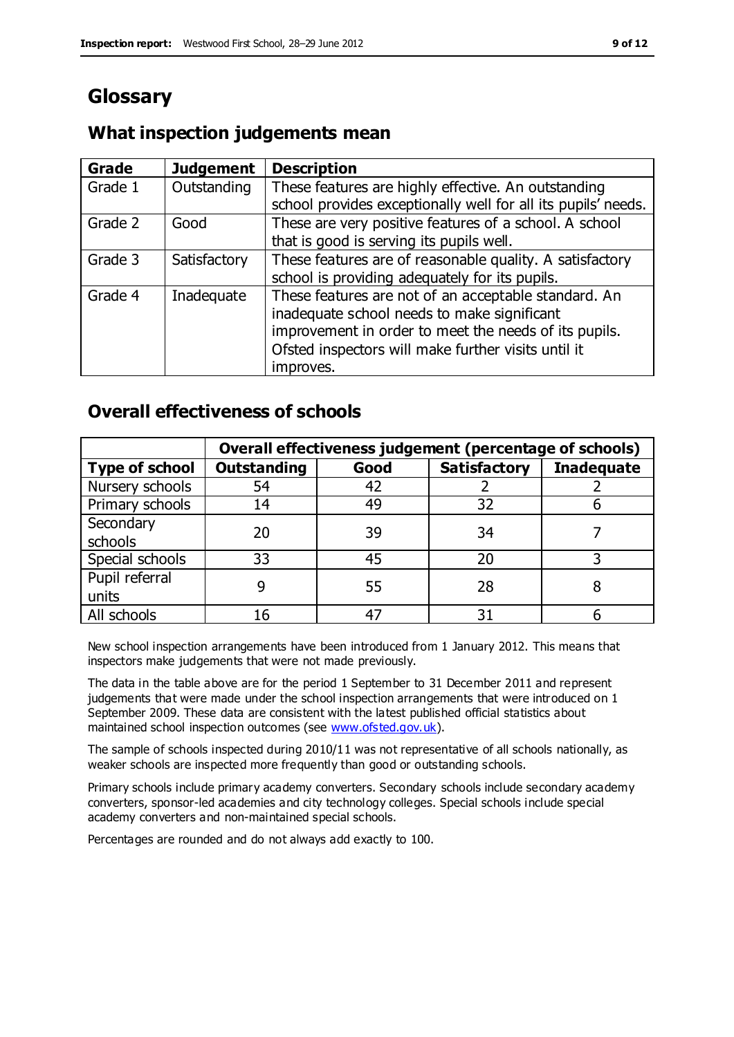# Glossary

## What inspection judgements mean

| Grade | Judgement | Description |
|---|---|---|
| Grade 1 | Outstanding | These features are highly effective. An outstanding school provides exceptionally well for all its pupils' needs. |
| Grade 2 | Good | These are very positive features of a school. A school that is good is serving its pupils well. |
| Grade 3 | Satisfactory | These features are of reasonable quality. A satisfactory school is providing adequately for its pupils. |
| Grade 4 | Inadequate | These features are not of an acceptable standard. An inadequate school needs to make significant improvement in order to meet the needs of its pupils. Ofsted inspectors will make further visits until it improves. |

## Overall effectiveness of schools

| | Overall effectiveness judgement (percentage of schools) | | | |
|---|---|---|---|---|
| **Type of school** | **Outstanding** | **Good** | **Satisfactory** | **Inadequate** |
| Nursery schools | 54 | 42 | 2 | 2 |
| Primary schools | 14 | 49 | 32 | 6 |
| Secondary schools | 20 | 39 | 34 | 7 |
| Special schools | 33 | 45 | 20 | 3 |
| Pupil referral units | 9 | 55 | 28 | 8 |
| All schools | 16 | 47 | 31 | 6 |

New school inspection arrangements have been introduced from 1 January 2012. This means that inspectors make judgements that were not made previously.

The data in the table above are for the period 1 September to 31 December 2011 and represent judgements that were made under the school inspection arrangements that were introduced on 1 September 2009. These data are consistent with the latest published official statistics about maintained school inspection outcomes (see www.ofsted.gov.uk).

The sample of schools inspected during 2010/11 was not representative of all schools nationally, as weaker schools are inspected more frequently than good or outstanding schools.

Primary schools include primary academy converters. Secondary schools include secondary academy converters, sponsor-led academies and city technology colleges. Special schools include special academy converters and non-maintained special schools.

Percentages are rounded and do not always add exactly to 100.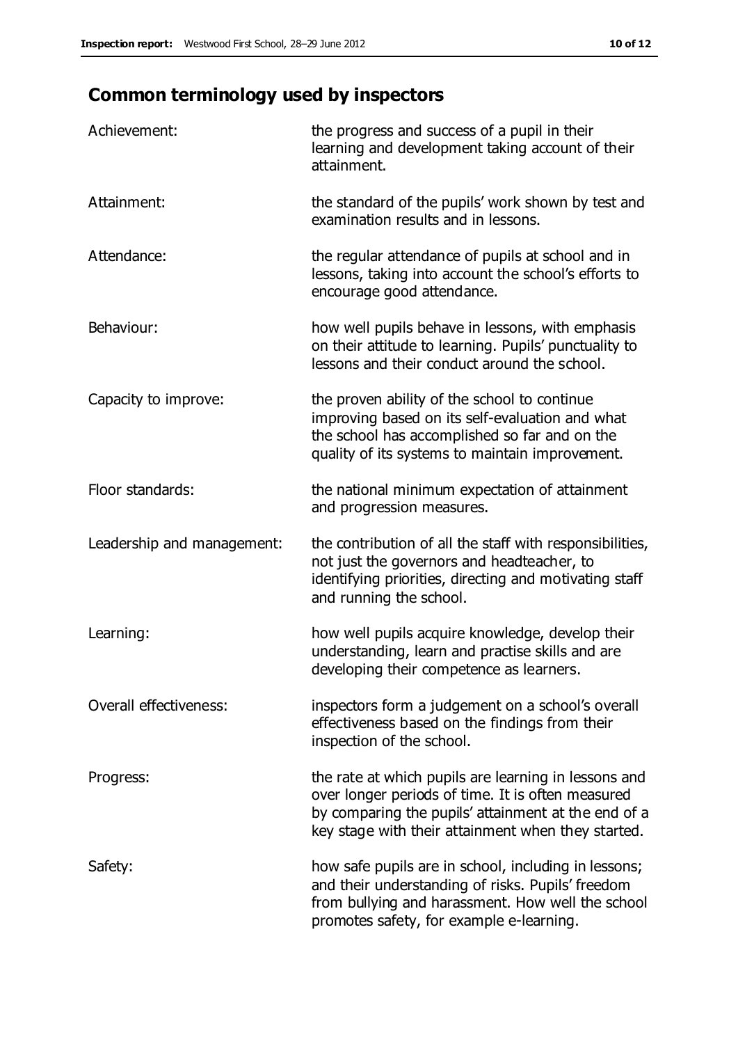## Common terminology used by inspectors

| | |
|---|---|
| Achievement: | the progress and success of a pupil in their learning and development taking account of their attainment. |
| Attainment: | the standard of the pupils' work shown by test and examination results and in lessons. |
| Attendance: | the regular attendance of pupils at school and in lessons, taking into account the school's efforts to encourage good attendance. |
| Behaviour: | how well pupils behave in lessons, with emphasis on their attitude to learning. Pupils' punctuality to lessons and their conduct around the school. |
| Capacity to improve: | the proven ability of the school to continue improving based on its self-evaluation and what the school has accomplished so far and on the quality of its systems to maintain improvement. |
| Floor standards: | the national minimum expectation of attainment and progression measures. |
| Leadership and management: | the contribution of all the staff with responsibilities, not just the governors and headteacher, to identifying priorities, directing and motivating staff and running the school. |
| Learning: | how well pupils acquire knowledge, develop their understanding, learn and practise skills and are developing their competence as learners. |
| Overall effectiveness: | inspectors form a judgement on a school's overall effectiveness based on the findings from their inspection of the school. |
| Progress: | the rate at which pupils are learning in lessons and over longer periods of time. It is often measured by comparing the pupils' attainment at the end of a key stage with their attainment when they started. |
| Safety: | how safe pupils are in school, including in lessons; and their understanding of risks. Pupils' freedom from bullying and harassment. How well the school promotes safety, for example e-learning. |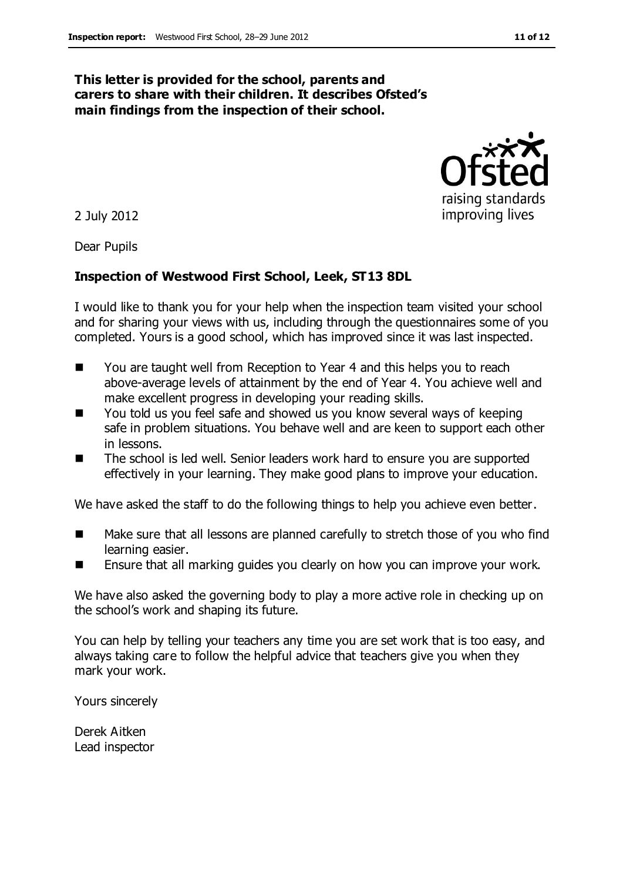**This letter is provided for the school, parents and carers to share with their children. It describes Ofsted's main findings from the inspection of their school.**

2 July 2012

Dear Pupils

**Inspection of Westwood First School, Leek, ST13 8DL**

I would like to thank you for your help when the inspection team visited your school and for sharing your views with us, including through the questionnaires some of you completed. Yours is a good school, which has improved since it was last inspected.

- You are taught well from Reception to Year 4 and this helps you to reach above-average levels of attainment by the end of Year 4. You achieve well and make excellent progress in developing your reading skills.
- You told us you feel safe and showed us you know several ways of keeping safe in problem situations. You behave well and are keen to support each other in lessons.
- The school is led well. Senior leaders work hard to ensure you are supported effectively in your learning. They make good plans to improve your education.

We have asked the staff to do the following things to help you achieve even better.

- Make sure that all lessons are planned carefully to stretch those of you who find learning easier.
- Ensure that all marking guides you clearly on how you can improve your work.

We have also asked the governing body to play a more active role in checking up on the school's work and shaping its future.

You can help by telling your teachers any time you are set work that is too easy, and always taking care to follow the helpful advice that teachers give you when they mark your work.

Yours sincerely

Derek Aitken
Lead inspector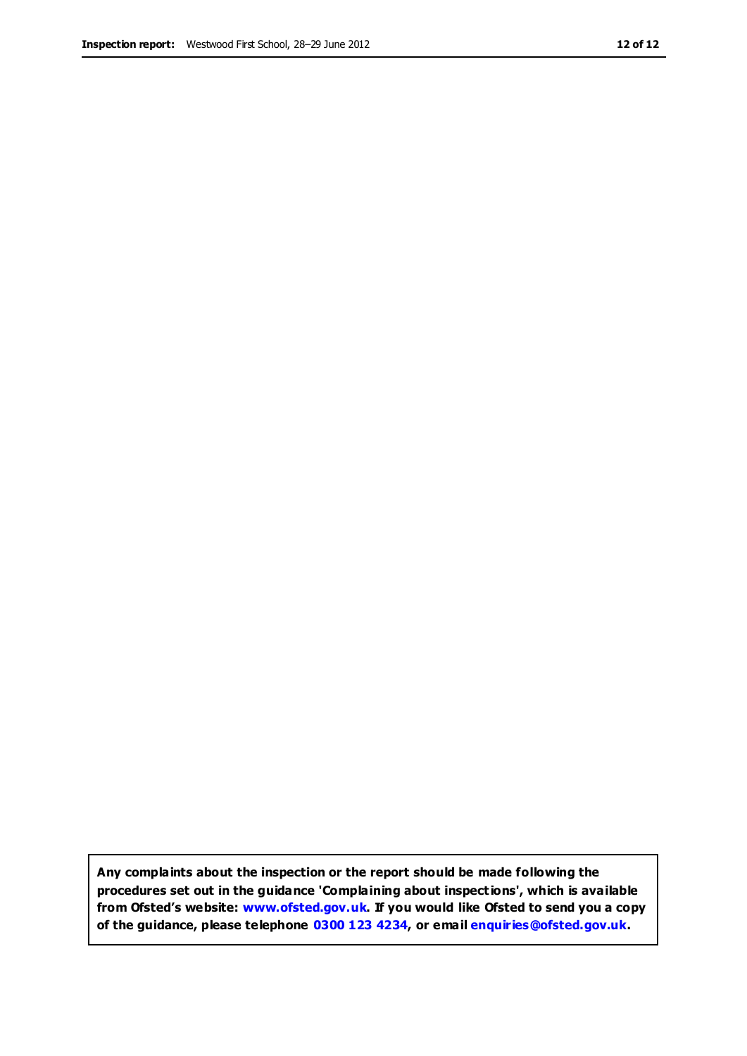**Any complaints about the inspection or the report should be made following the procedures set out in the guidance 'Complaining about inspections', which is available from Ofsted's website: www.ofsted.gov.uk. If you would like Ofsted to send you a copy of the guidance, please telephone 0300 123 4234, or email enquiries@ofsted.gov.uk.**